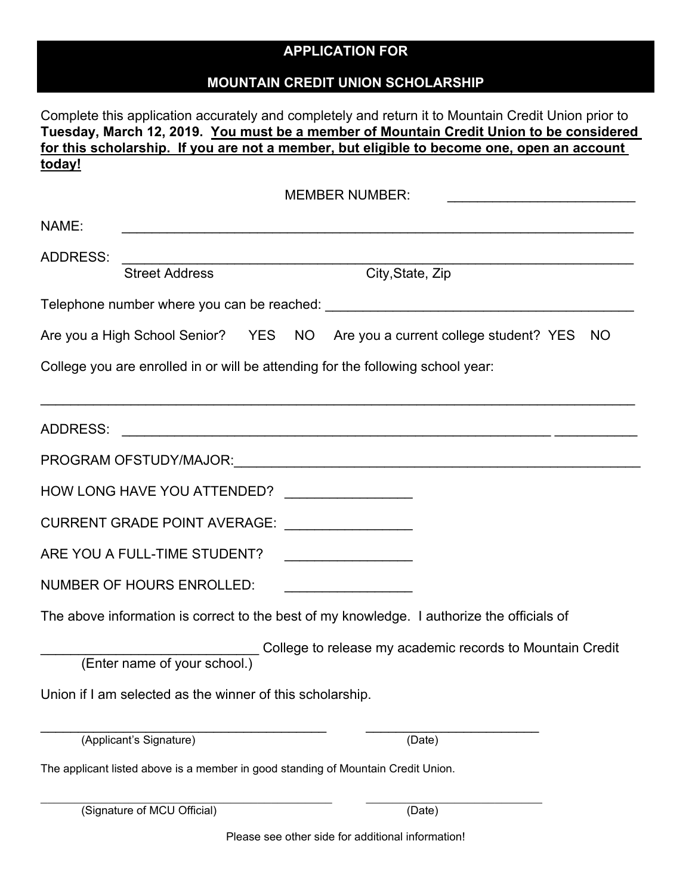# APPLICATION FOR

# MOUNTAIN CREDIT UNION SCHOLARSHIP

Complete this application accurately and completely and return it to Mountain Credit Union prior to **Tuesday, March 12, 2019.** **<u>You must be a member of Mountain Credit Union to be considered for this scholarship. If you are not a member, but eligible to become one, open an account today!</u>**

MEMBER NUMBER: _________________________

NAME: _____________________________________________________________________

ADDRESS: __________________________________________________________________
Street Address City,State, Zip

Telephone number where you can be reached: __________________________________________

Are you a High School Senior? YES NO Are you a current college student? YES NO

College you are enrolled in or will be attending for the following school year:

_______________________________________________________________________________

ADDRESS: ________________________________________________________ ___________

PROGRAM OFSTUDY/MAJOR:_____________________________________________________

HOW LONG HAVE YOU ATTENDED? ________________

CURRENT GRADE POINT AVERAGE: ________________

ARE YOU A FULL-TIME STUDENT? ________________

NUMBER OF HOURS ENROLLED: ________________

The above information is correct to the best of my knowledge. I authorize the officials of

_____________________________ College to release my academic records to Mountain Credit
(Enter name of your school.)

Union if I am selected as the winner of this scholarship.

______________________________________ ________________________
(Applicant's Signature) (Date)

The applicant listed above is a member in good standing of Mountain Credit Union.

______________________________________ ________________________
(Signature of MCU Official) (Date)

Please see other side for additional information!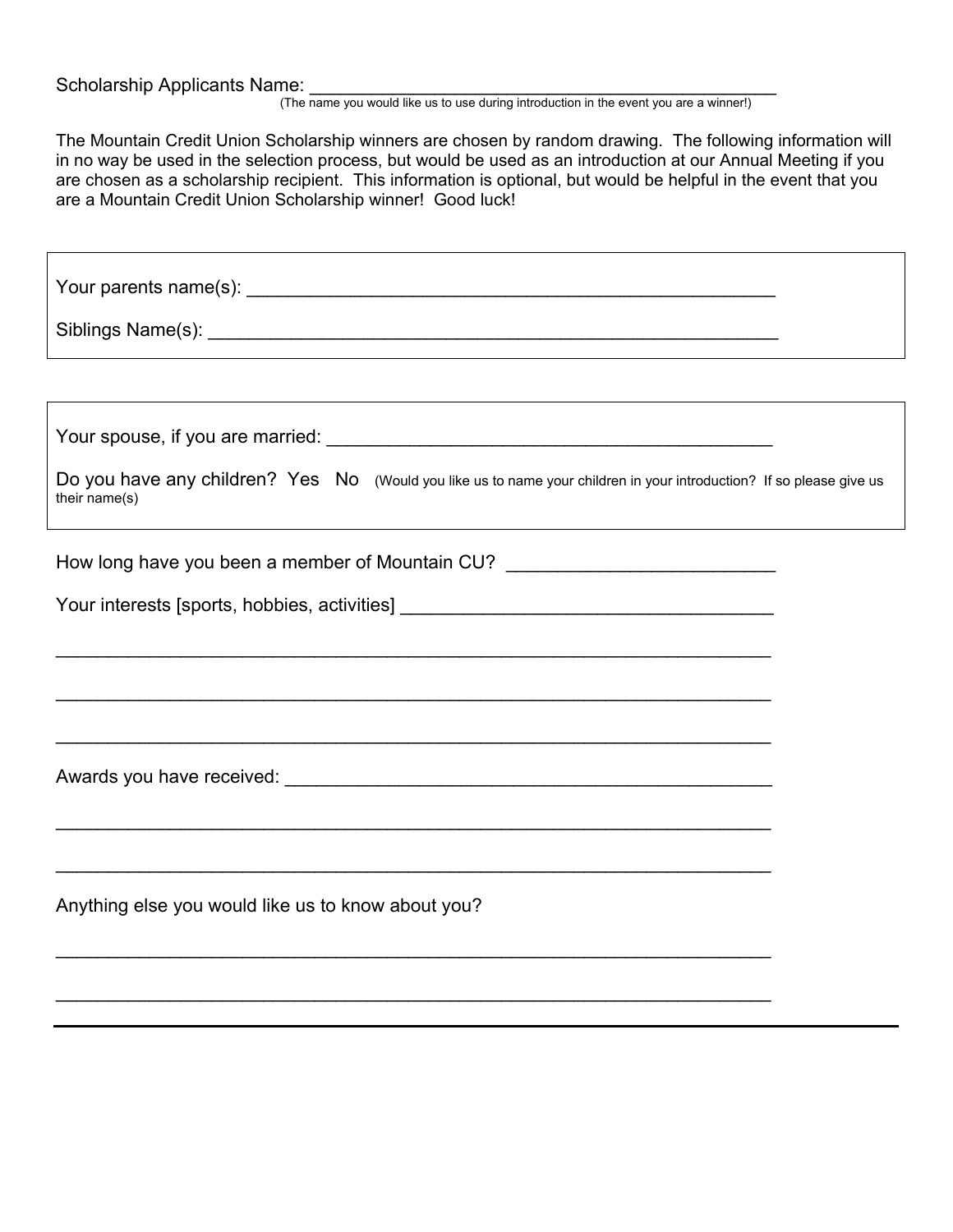Scholarship Applicants Name: ________________________________________________
(The name you would like us to use during introduction in the event you are a winner!)

The Mountain Credit Union Scholarship winners are chosen by random drawing. The following information will in no way be used in the selection process, but would be used as an introduction at our Annual Meeting if you are chosen as a scholarship recipient. This information is optional, but would be helpful in the event that you are a Mountain Credit Union Scholarship winner! Good luck!

Your parents name(s): ______________________________________________________

Siblings Name(s): __________________________________________________________

Your spouse, if you are married: ____________________________________________

Do you have any children? Yes No (Would you like us to name your children in your introduction? If so please give us their name(s)

How long have you been a member of Mountain CU? _________________________

Your interests [sports, hobbies, activities] ____________________________________

______________________________________________________________________

______________________________________________________________________

______________________________________________________________________

Awards you have received: _________________________________________________

______________________________________________________________________

______________________________________________________________________

Anything else you would like us to know about you?

______________________________________________________________________

______________________________________________________________________